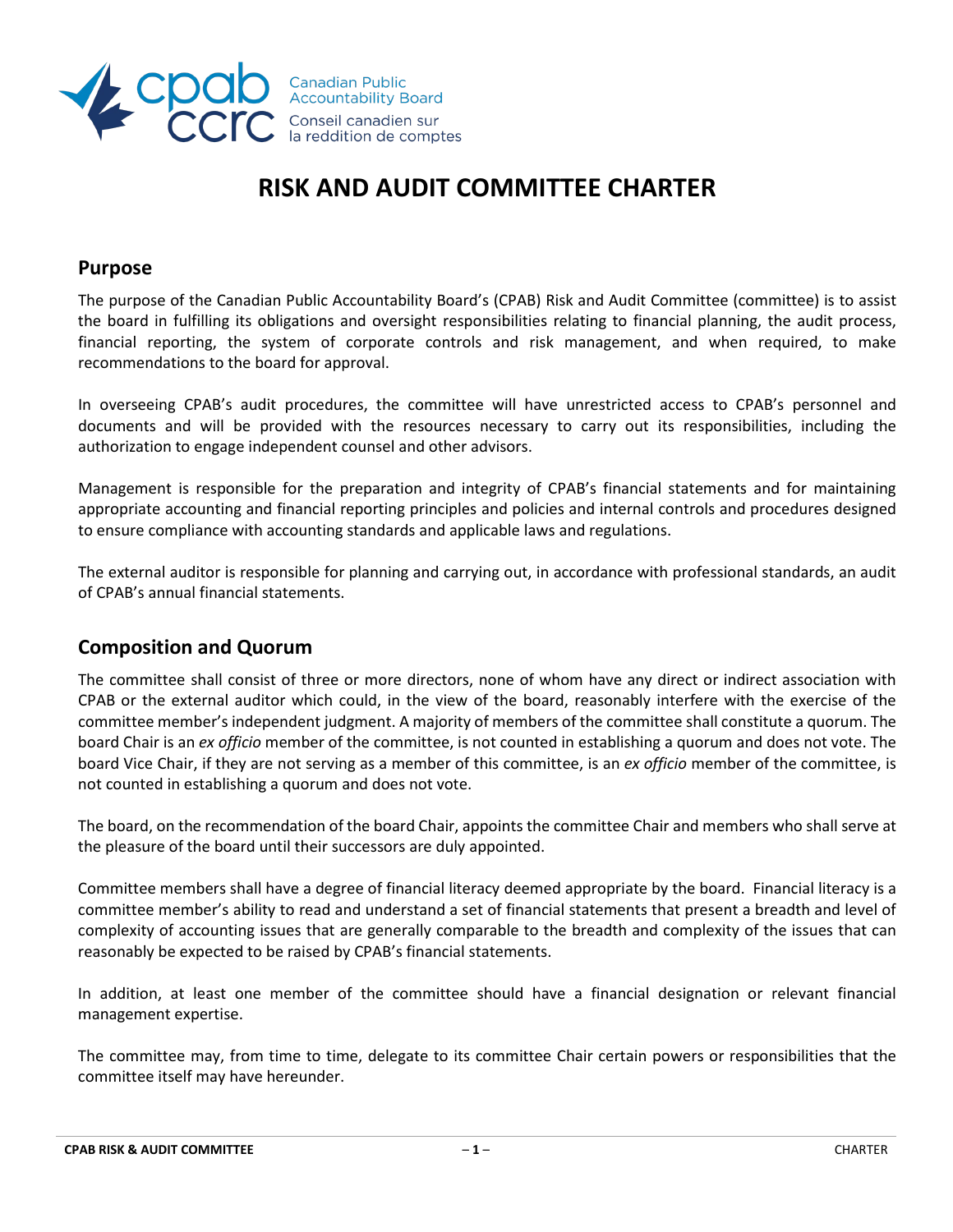# RISK AND AUDIT COMMITTEE CHARTER

## Purpose

The purpose of the Canadian Public Accountability Board's (CPAB) Risk and Audit Committee (committee) is to assist the board in fulfilling its obligations and oversight responsibilities relating to financial planning, the audit process, financial reporting, the system of corporate controls and risk management, and when required, to make recommendations to the board for approval.

In overseeing CPAB's audit procedures, the committee will have unrestricted access to CPAB's personnel and documents and will be provided with the resources necessary to carry out its responsibilities, including the authorization to engage independent counsel and other advisors.

Management is responsible for the preparation and integrity of CPAB's financial statements and for maintaining appropriate accounting and financial reporting principles and policies and internal controls and procedures designed to ensure compliance with accounting standards and applicable laws and regulations.

The external auditor is responsible for planning and carrying out, in accordance with professional standards, an audit of CPAB's annual financial statements.

## Composition and Quorum

The committee shall consist of three or more directors, none of whom have any direct or indirect association with CPAB or the external auditor which could, in the view of the board, reasonably interfere with the exercise of the committee member's independent judgment. A majority of members of the committee shall constitute a quorum. The board Chair is an *ex officio* member of the committee, is not counted in establishing a quorum and does not vote. The board Vice Chair, if they are not serving as a member of this committee, is an *ex officio* member of the committee, is not counted in establishing a quorum and does not vote.

The board, on the recommendation of the board Chair, appoints the committee Chair and members who shall serve at the pleasure of the board until their successors are duly appointed.

Committee members shall have a degree of financial literacy deemed appropriate by the board. Financial literacy is a committee member's ability to read and understand a set of financial statements that present a breadth and level of complexity of accounting issues that are generally comparable to the breadth and complexity of the issues that can reasonably be expected to be raised by CPAB's financial statements.

In addition, at least one member of the committee should have a financial designation or relevant financial management expertise.

The committee may, from time to time, delegate to its committee Chair certain powers or responsibilities that the committee itself may have hereunder.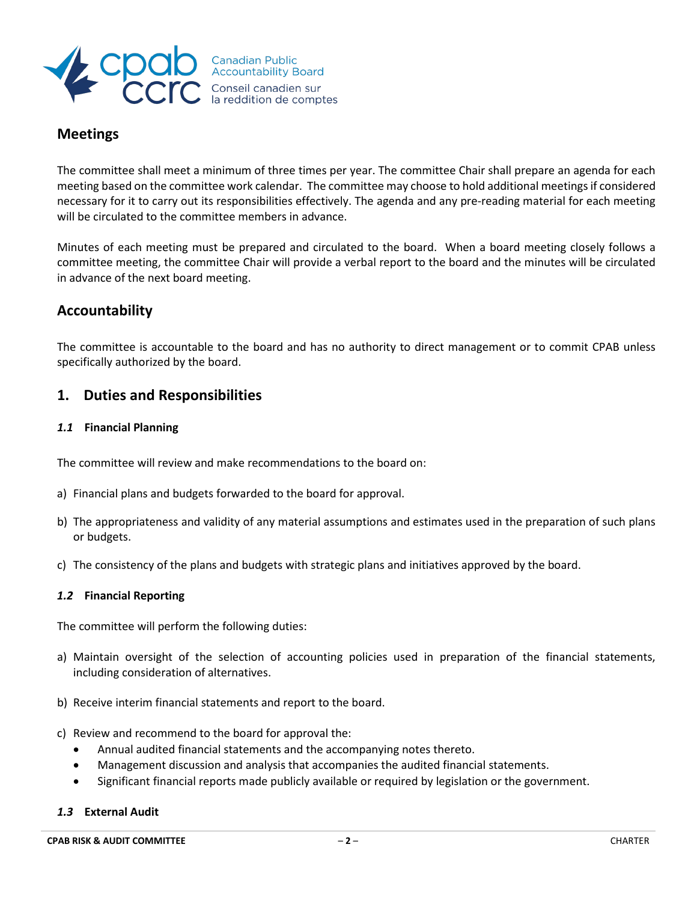## Meetings

The committee shall meet a minimum of three times per year. The committee Chair shall prepare an agenda for each meeting based on the committee work calendar. The committee may choose to hold additional meetings if considered necessary for it to carry out its responsibilities effectively. The agenda and any pre-reading material for each meeting will be circulated to the committee members in advance.

Minutes of each meeting must be prepared and circulated to the board. When a board meeting closely follows a committee meeting, the committee Chair will provide a verbal report to the board and the minutes will be circulated in advance of the next board meeting.

## Accountability

The committee is accountable to the board and has no authority to direct management or to commit CPAB unless specifically authorized by the board.

## 1. Duties and Responsibilities

### *1.1* Financial Planning

The committee will review and make recommendations to the board on:

a) Financial plans and budgets forwarded to the board for approval.

b) The appropriateness and validity of any material assumptions and estimates used in the preparation of such plans or budgets.

c) The consistency of the plans and budgets with strategic plans and initiatives approved by the board.

### *1.2* Financial Reporting

The committee will perform the following duties:

a) Maintain oversight of the selection of accounting policies used in preparation of the financial statements, including consideration of alternatives.

b) Receive interim financial statements and report to the board.

c) Review and recommend to the board for approval the:
   - Annual audited financial statements and the accompanying notes thereto.
   - Management discussion and analysis that accompanies the audited financial statements.
   - Significant financial reports made publicly available or required by legislation or the government.

### *1.3* External Audit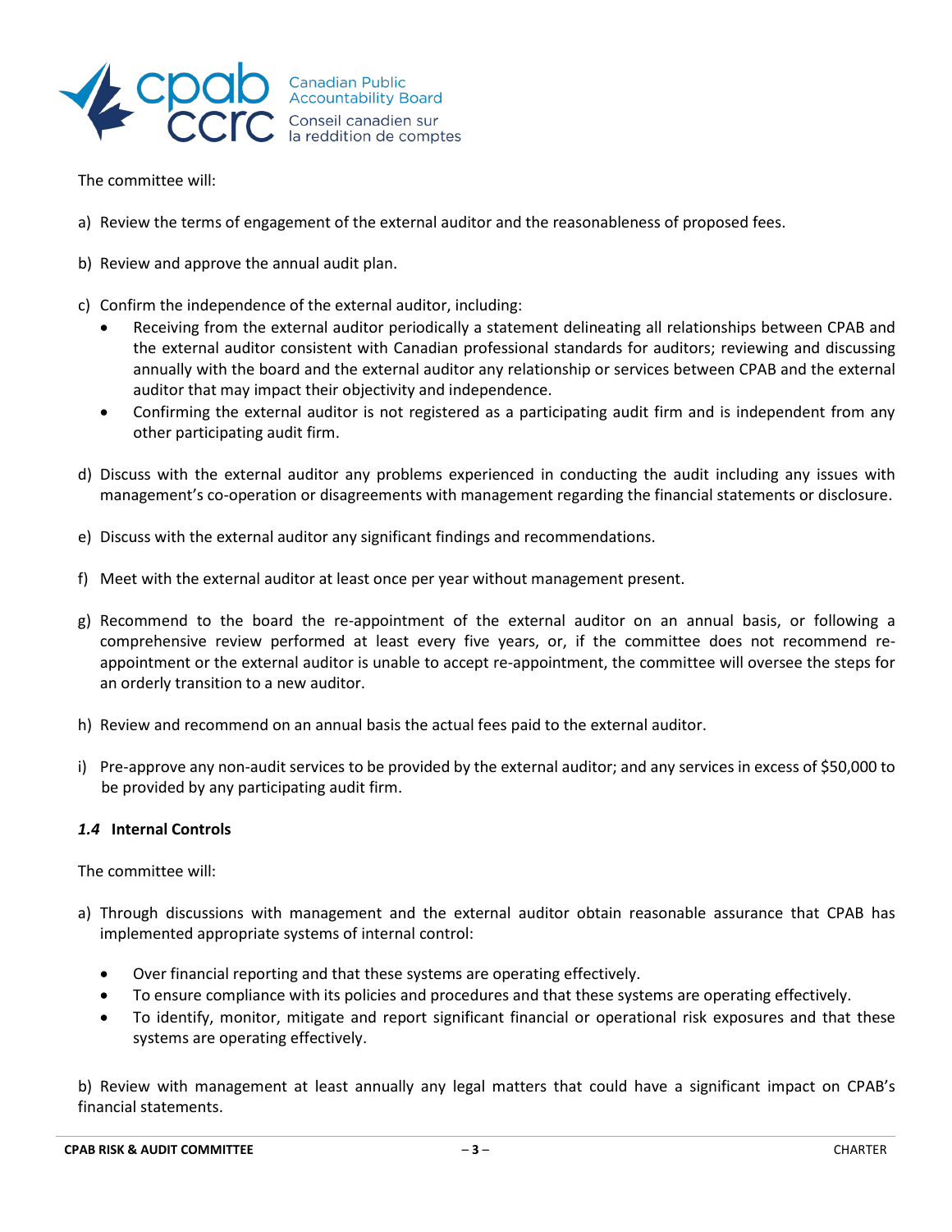The committee will:

a) Review the terms of engagement of the external auditor and the reasonableness of proposed fees.

b) Review and approve the annual audit plan.

c) Confirm the independence of the external auditor, including:
   - Receiving from the external auditor periodically a statement delineating all relationships between CPAB and the external auditor consistent with Canadian professional standards for auditors; reviewing and discussing annually with the board and the external auditor any relationship or services between CPAB and the external auditor that may impact their objectivity and independence.
   - Confirming the external auditor is not registered as a participating audit firm and is independent from any other participating audit firm.

d) Discuss with the external auditor any problems experienced in conducting the audit including any issues with management's co-operation or disagreements with management regarding the financial statements or disclosure.

e) Discuss with the external auditor any significant findings and recommendations.

f) Meet with the external auditor at least once per year without management present.

g) Recommend to the board the re-appointment of the external auditor on an annual basis, or following a comprehensive review performed at least every five years, or, if the committee does not recommend re-appointment or the external auditor is unable to accept re-appointment, the committee will oversee the steps for an orderly transition to a new auditor.

h) Review and recommend on an annual basis the actual fees paid to the external auditor.

i) Pre-approve any non-audit services to be provided by the external auditor; and any services in excess of $50,000 to be provided by any participating audit firm.

### *1.4* Internal Controls

The committee will:

a) Through discussions with management and the external auditor obtain reasonable assurance that CPAB has implemented appropriate systems of internal control:

   - Over financial reporting and that these systems are operating effectively.
   - To ensure compliance with its policies and procedures and that these systems are operating effectively.
   - To identify, monitor, mitigate and report significant financial or operational risk exposures and that these systems are operating effectively.

b) Review with management at least annually any legal matters that could have a significant impact on CPAB's financial statements.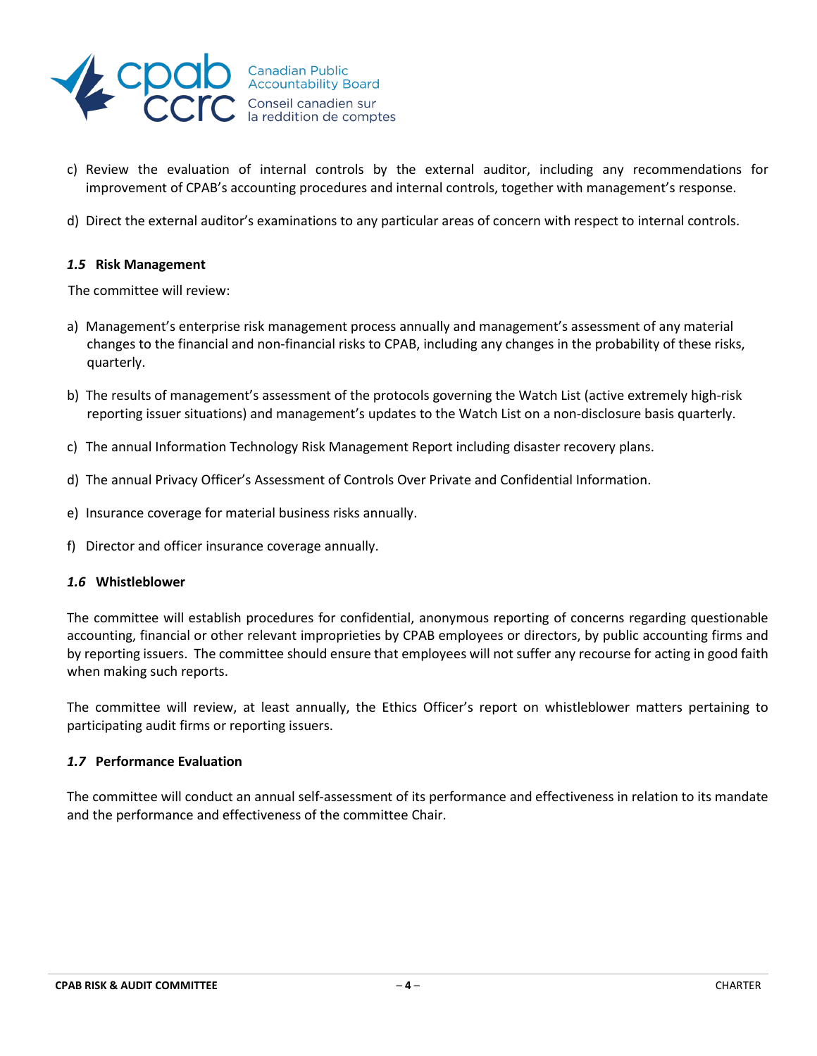c) Review the evaluation of internal controls by the external auditor, including any recommendations for improvement of CPAB's accounting procedures and internal controls, together with management's response.

d) Direct the external auditor's examinations to any particular areas of concern with respect to internal controls.

### *1.5* Risk Management

The committee will review:

a) Management's enterprise risk management process annually and management's assessment of any material changes to the financial and non-financial risks to CPAB, including any changes in the probability of these risks, quarterly.

b) The results of management's assessment of the protocols governing the Watch List (active extremely high-risk reporting issuer situations) and management's updates to the Watch List on a non-disclosure basis quarterly.

c) The annual Information Technology Risk Management Report including disaster recovery plans.

d) The annual Privacy Officer's Assessment of Controls Over Private and Confidential Information.

e) Insurance coverage for material business risks annually.

f) Director and officer insurance coverage annually.

### *1.6* Whistleblower

The committee will establish procedures for confidential, anonymous reporting of concerns regarding questionable accounting, financial or other relevant improprieties by CPAB employees or directors, by public accounting firms and by reporting issuers. The committee should ensure that employees will not suffer any recourse for acting in good faith when making such reports.

The committee will review, at least annually, the Ethics Officer's report on whistleblower matters pertaining to participating audit firms or reporting issuers.

### *1.7* Performance Evaluation

The committee will conduct an annual self-assessment of its performance and effectiveness in relation to its mandate and the performance and effectiveness of the committee Chair.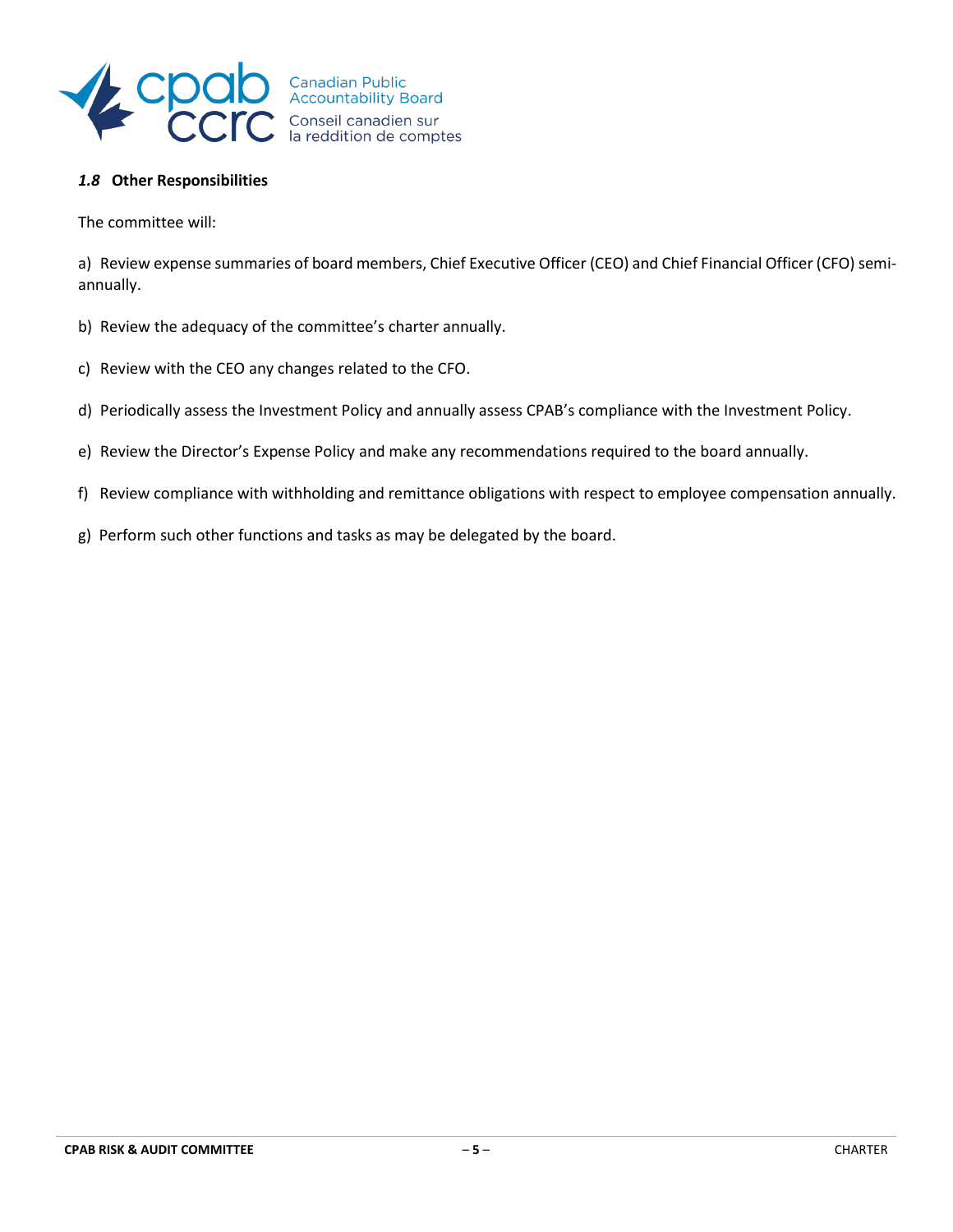### *1.8* Other Responsibilities

The committee will:

a) Review expense summaries of board members, Chief Executive Officer (CEO) and Chief Financial Officer (CFO) semi-annually.

b) Review the adequacy of the committee's charter annually.

c) Review with the CEO any changes related to the CFO.

d) Periodically assess the Investment Policy and annually assess CPAB's compliance with the Investment Policy.

e) Review the Director's Expense Policy and make any recommendations required to the board annually.

f) Review compliance with withholding and remittance obligations with respect to employee compensation annually.

g) Perform such other functions and tasks as may be delegated by the board.